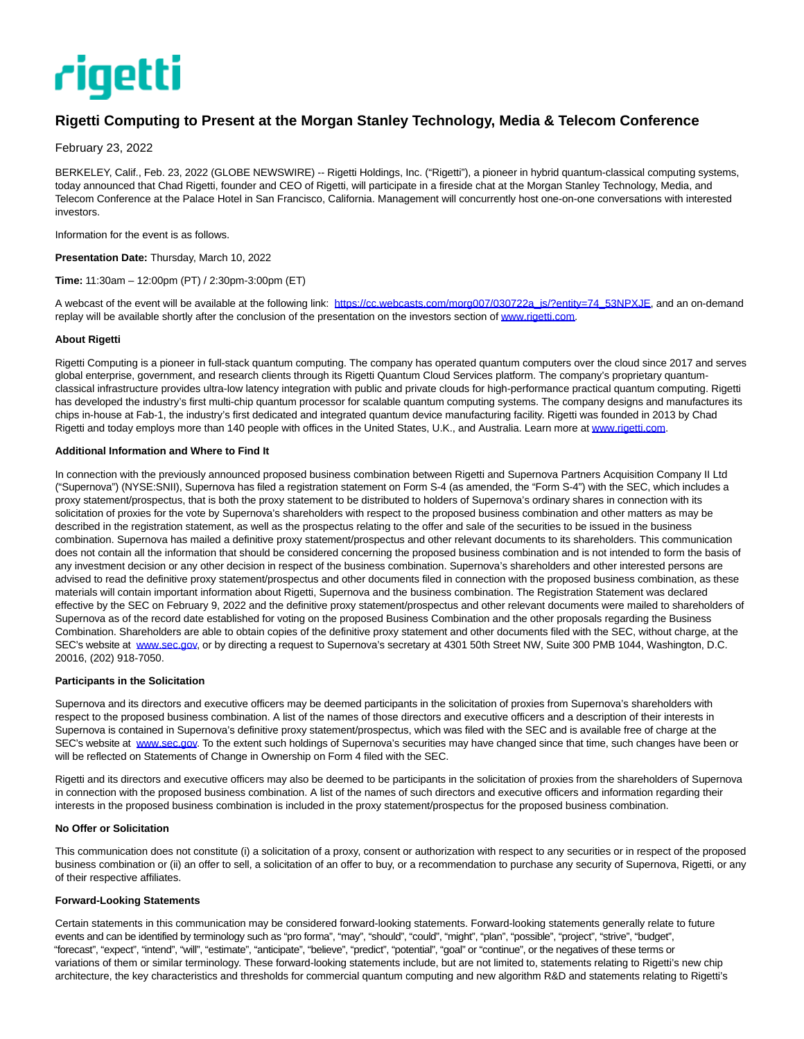rigetti

# Rigetti Computing to Present at the Morgan Stanley Technology, Media & Telecom Conference

February 23, 2022

BERKELEY, Calif., Feb. 23, 2022 (GLOBE NEWSWIRE) -- Rigetti Holdings, Inc. ("Rigetti"), a pioneer in hybrid quantum-classical computing systems, today announced that Chad Rigetti, founder and CEO of Rigetti, will participate in a fireside chat at the Morgan Stanley Technology, Media, and Telecom Conference at the Palace Hotel in San Francisco, California. Management will concurrently host one-on-one conversations with interested investors.

Information for the event is as follows.

**Presentation Date:** Thursday, March 10, 2022

**Time:** 11:30am – 12:00pm (PT) / 2:30pm-3:00pm (ET)

A webcast of the event will be available at the following link: https://cc.webcasts.com/morg007/030722a_js/?entity=74_53NPXJE, and an on-demand replay will be available shortly after the conclusion of the presentation on the investors section of www.rigetti.com.

**About Rigetti**

Rigetti Computing is a pioneer in full-stack quantum computing. The company has operated quantum computers over the cloud since 2017 and serves global enterprise, government, and research clients through its Rigetti Quantum Cloud Services platform. The company's proprietary quantum-classical infrastructure provides ultra-low latency integration with public and private clouds for high-performance practical quantum computing. Rigetti has developed the industry's first multi-chip quantum processor for scalable quantum computing systems. The company designs and manufactures its chips in-house at Fab-1, the industry's first dedicated and integrated quantum device manufacturing facility. Rigetti was founded in 2013 by Chad Rigetti and today employs more than 140 people with offices in the United States, U.K., and Australia. Learn more at www.rigetti.com.

**Additional Information and Where to Find It**

In connection with the previously announced proposed business combination between Rigetti and Supernova Partners Acquisition Company II Ltd ("Supernova") (NYSE:SNII), Supernova has filed a registration statement on Form S-4 (as amended, the "Form S-4") with the SEC, which includes a proxy statement/prospectus, that is both the proxy statement to be distributed to holders of Supernova's ordinary shares in connection with its solicitation of proxies for the vote by Supernova's shareholders with respect to the proposed business combination and other matters as may be described in the registration statement, as well as the prospectus relating to the offer and sale of the securities to be issued in the business combination. Supernova has mailed a definitive proxy statement/prospectus and other relevant documents to its shareholders. This communication does not contain all the information that should be considered concerning the proposed business combination and is not intended to form the basis of any investment decision or any other decision in respect of the business combination. Supernova's shareholders and other interested persons are advised to read the definitive proxy statement/prospectus and other documents filed in connection with the proposed business combination, as these materials will contain important information about Rigetti, Supernova and the business combination. The Registration Statement was declared effective by the SEC on February 9, 2022 and the definitive proxy statement/prospectus and other relevant documents were mailed to shareholders of Supernova as of the record date established for voting on the proposed Business Combination and the other proposals regarding the Business Combination. Shareholders are able to obtain copies of the definitive proxy statement and other documents filed with the SEC, without charge, at the SEC's website at www.sec.gov, or by directing a request to Supernova's secretary at 4301 50th Street NW, Suite 300 PMB 1044, Washington, D.C. 20016, (202) 918-7050.

**Participants in the Solicitation**

Supernova and its directors and executive officers may be deemed participants in the solicitation of proxies from Supernova's shareholders with respect to the proposed business combination. A list of the names of those directors and executive officers and a description of their interests in Supernova is contained in Supernova's definitive proxy statement/prospectus, which was filed with the SEC and is available free of charge at the SEC's website at www.sec.gov. To the extent such holdings of Supernova's securities may have changed since that time, such changes have been or will be reflected on Statements of Change in Ownership on Form 4 filed with the SEC.

Rigetti and its directors and executive officers may also be deemed to be participants in the solicitation of proxies from the shareholders of Supernova in connection with the proposed business combination. A list of the names of such directors and executive officers and information regarding their interests in the proposed business combination is included in the proxy statement/prospectus for the proposed business combination.

**No Offer or Solicitation**

This communication does not constitute (i) a solicitation of a proxy, consent or authorization with respect to any securities or in respect of the proposed business combination or (ii) an offer to sell, a solicitation of an offer to buy, or a recommendation to purchase any security of Supernova, Rigetti, or any of their respective affiliates.

**Forward-Looking Statements**

Certain statements in this communication may be considered forward-looking statements. Forward-looking statements generally relate to future events and can be identified by terminology such as "pro forma", "may", "should", "could", "might", "plan", "possible", "project", "strive", "budget", "forecast", "expect", "intend", "will", "estimate", "anticipate", "believe", "predict", "potential", "goal" or "continue", or the negatives of these terms or variations of them or similar terminology. These forward-looking statements include, but are not limited to, statements relating to Rigetti's new chip architecture, the key characteristics and thresholds for commercial quantum computing and new algorithm R&D and statements relating to Rigetti's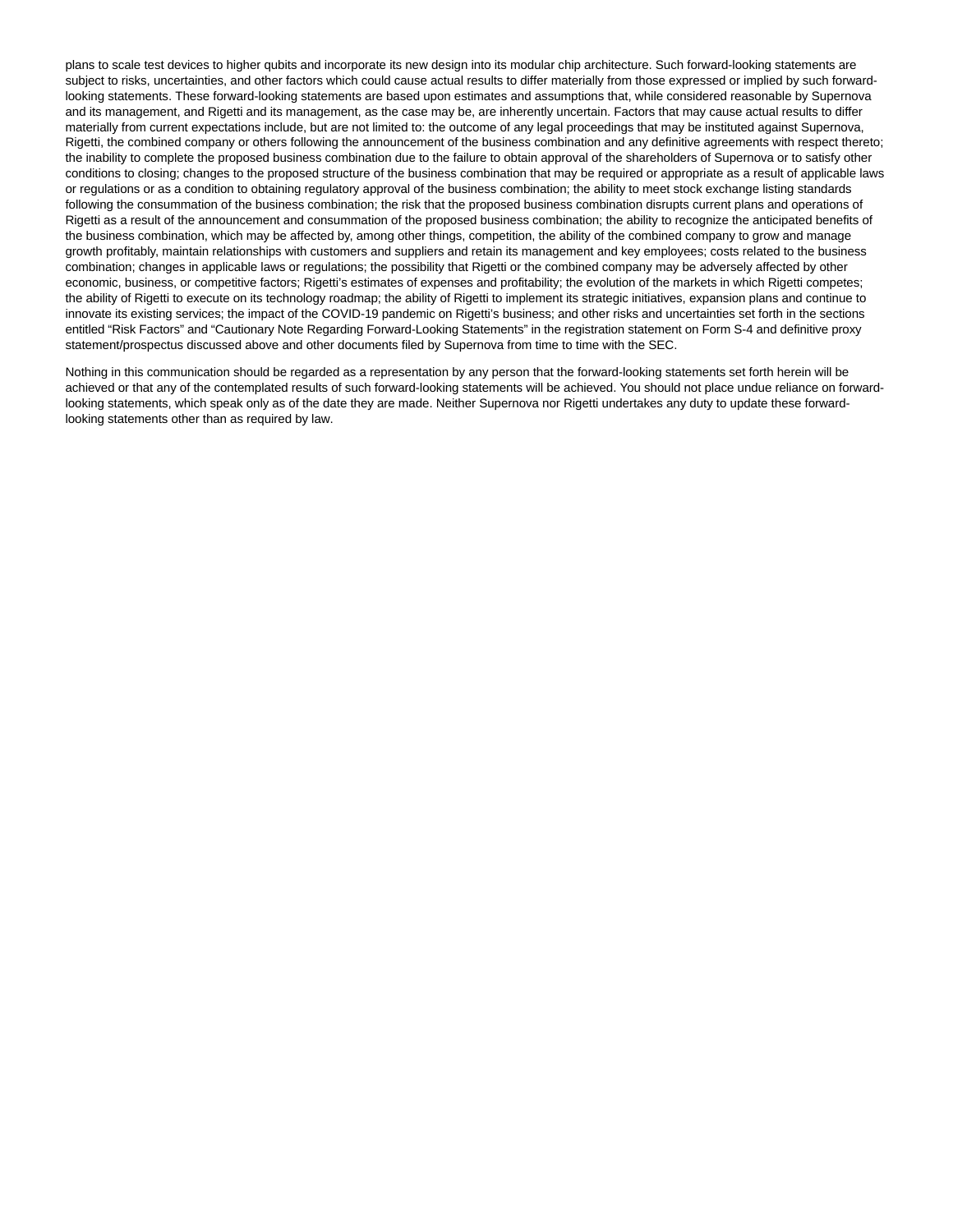plans to scale test devices to higher qubits and incorporate its new design into its modular chip architecture. Such forward-looking statements are subject to risks, uncertainties, and other factors which could cause actual results to differ materially from those expressed or implied by such forward-looking statements. These forward-looking statements are based upon estimates and assumptions that, while considered reasonable by Supernova and its management, and Rigetti and its management, as the case may be, are inherently uncertain. Factors that may cause actual results to differ materially from current expectations include, but are not limited to: the outcome of any legal proceedings that may be instituted against Supernova, Rigetti, the combined company or others following the announcement of the business combination and any definitive agreements with respect thereto; the inability to complete the proposed business combination due to the failure to obtain approval of the shareholders of Supernova or to satisfy other conditions to closing; changes to the proposed structure of the business combination that may be required or appropriate as a result of applicable laws or regulations or as a condition to obtaining regulatory approval of the business combination; the ability to meet stock exchange listing standards following the consummation of the business combination; the risk that the proposed business combination disrupts current plans and operations of Rigetti as a result of the announcement and consummation of the proposed business combination; the ability to recognize the anticipated benefits of the business combination, which may be affected by, among other things, competition, the ability of the combined company to grow and manage growth profitably, maintain relationships with customers and suppliers and retain its management and key employees; costs related to the business combination; changes in applicable laws or regulations; the possibility that Rigetti or the combined company may be adversely affected by other economic, business, or competitive factors; Rigetti's estimates of expenses and profitability; the evolution of the markets in which Rigetti competes; the ability of Rigetti to execute on its technology roadmap; the ability of Rigetti to implement its strategic initiatives, expansion plans and continue to innovate its existing services; the impact of the COVID-19 pandemic on Rigetti's business; and other risks and uncertainties set forth in the sections entitled "Risk Factors" and "Cautionary Note Regarding Forward-Looking Statements" in the registration statement on Form S-4 and definitive proxy statement/prospectus discussed above and other documents filed by Supernova from time to time with the SEC.

Nothing in this communication should be regarded as a representation by any person that the forward-looking statements set forth herein will be achieved or that any of the contemplated results of such forward-looking statements will be achieved. You should not place undue reliance on forward-looking statements, which speak only as of the date they are made. Neither Supernova nor Rigetti undertakes any duty to update these forward-looking statements other than as required by law.